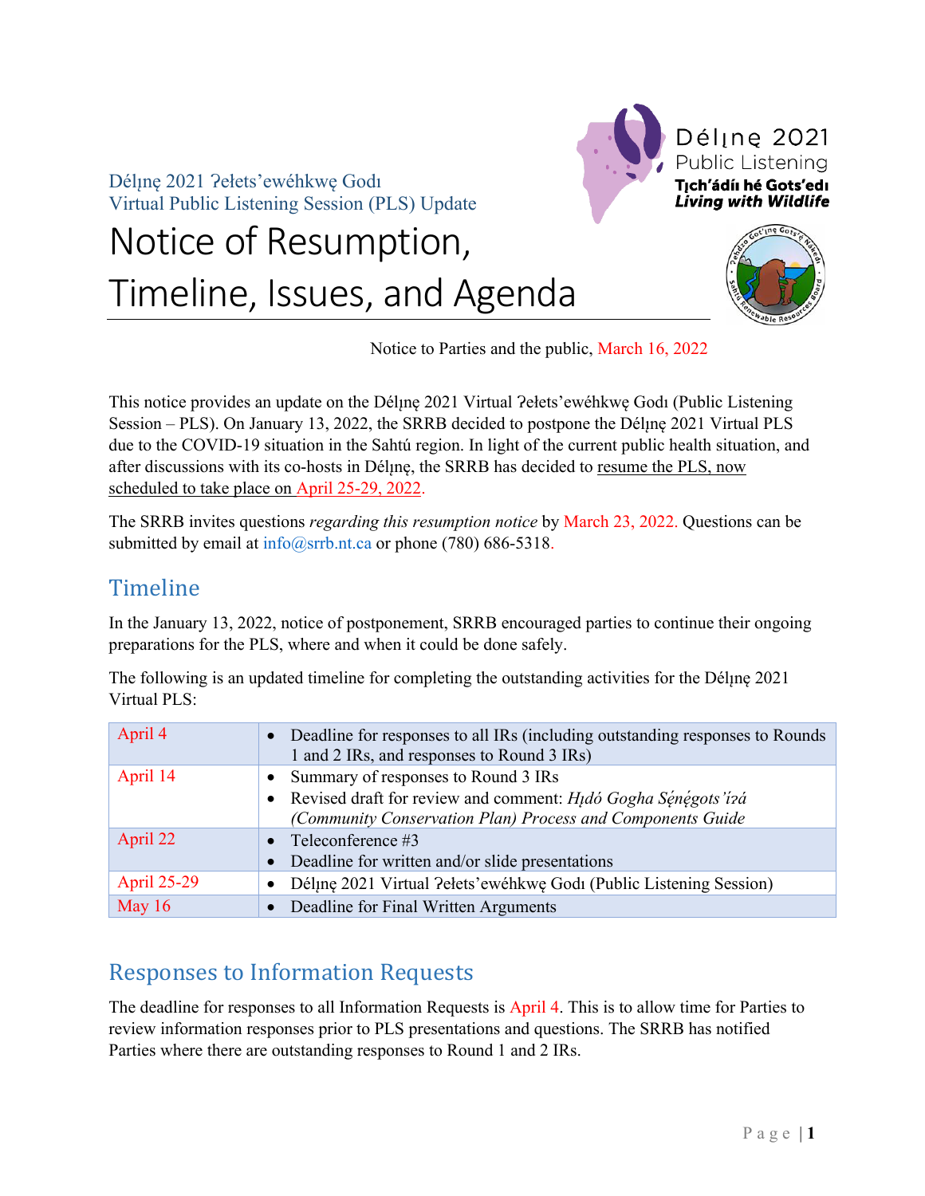Délı̨nę 2021 Ɂełets'ewéhkwę Godı
Virtual Public Listening Session (PLS) Update

# Notice of Resumption, Timeline, Issues, and Agenda

Délı̨nę 2021 Public Listening
**Tı̨ch'ádíı hé Gots'edı**
***Living with Wildlife***

Notice to Parties and the public, March 16, 2022

This notice provides an update on the Délı̨nę 2021 Virtual Ɂełets'ewéhkwę Godı (Public Listening Session – PLS). On January 13, 2022, the SRRB decided to postpone the Délı̨nę 2021 Virtual PLS due to the COVID-19 situation in the Sahtú region. In light of the current public health situation, and after discussions with its co-hosts in Délı̨nę, the SRRB has decided to resume the PLS, now scheduled to take place on April 25-29, 2022.

The SRRB invites questions *regarding this resumption notice* by March 23, 2022. Questions can be submitted by email at info@srrb.nt.ca or phone (780) 686-5318.

## Timeline

In the January 13, 2022, notice of postponement, SRRB encouraged parties to continue their ongoing preparations for the PLS, where and when it could be done safely.

The following is an updated timeline for completing the outstanding activities for the Délı̨nę 2021 Virtual PLS:

| Date | Activity |
|---|---|
| April 4 | • Deadline for responses to all IRs (including outstanding responses to Rounds 1 and 2 IRs, and responses to Round 3 IRs) |
| April 14 | • Summary of responses to Round 3 IRs<br>• Revised draft for review and comment: *Hı̨dó Gogha Sę́nę́gots'ı́ɂá (Community Conservation Plan) Process and Components Guide* |
| April 22 | • Teleconference #3<br>• Deadline for written and/or slide presentations |
| April 25-29 | • Délı̨nę 2021 Virtual Ɂełets'ewéhkwę Godı (Public Listening Session) |
| May 16 | • Deadline for Final Written Arguments |

## Responses to Information Requests

The deadline for responses to all Information Requests is April 4. This is to allow time for Parties to review information responses prior to PLS presentations and questions. The SRRB has notified Parties where there are outstanding responses to Round 1 and 2 IRs.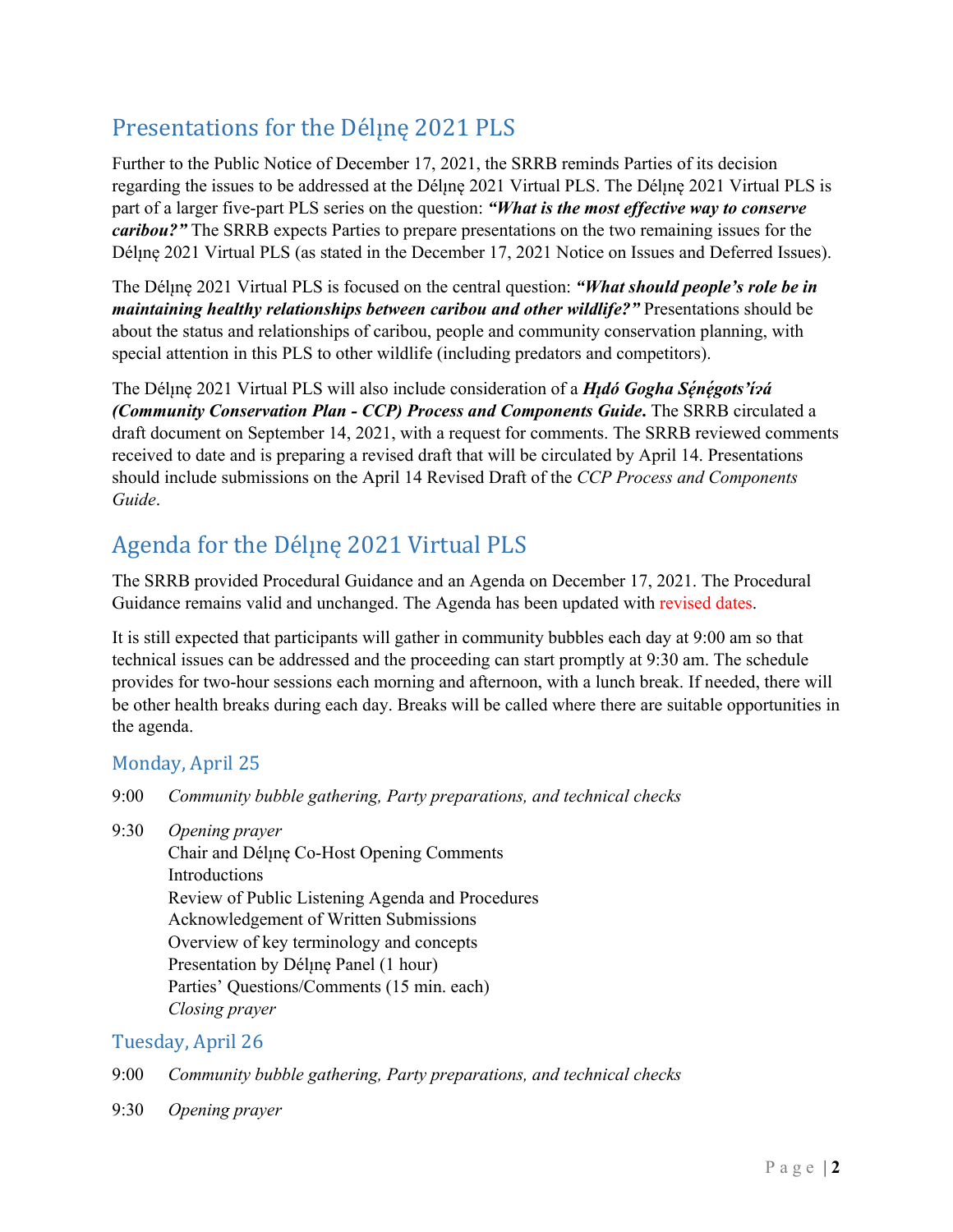## Presentations for the Délı̨nę 2021 PLS

Further to the Public Notice of December 17, 2021, the SRRB reminds Parties of its decision regarding the issues to be addressed at the Délı̨nę 2021 Virtual PLS. The Délı̨nę 2021 Virtual PLS is part of a larger five-part PLS series on the question: ***"What is the most effective way to conserve caribou?"*** The SRRB expects Parties to prepare presentations on the two remaining issues for the Délı̨nę 2021 Virtual PLS (as stated in the December 17, 2021 Notice on Issues and Deferred Issues).

The Délı̨nę 2021 Virtual PLS is focused on the central question: ***"What should people's role be in maintaining healthy relationships between caribou and other wildlife?"*** Presentations should be about the status and relationships of caribou, people and community conservation planning, with special attention in this PLS to other wildlife (including predators and competitors).

The Délı̨nę 2021 Virtual PLS will also include consideration of a ***Hı̨dó Gogha Sę́nę́gots'ı́ɂá (Community Conservation Plan - CCP) Process and Components Guide.*** The SRRB circulated a draft document on September 14, 2021, with a request for comments. The SRRB reviewed comments received to date and is preparing a revised draft that will be circulated by April 14. Presentations should include submissions on the April 14 Revised Draft of the *CCP Process and Components Guide*.

## Agenda for the Délı̨nę 2021 Virtual PLS

The SRRB provided Procedural Guidance and an Agenda on December 17, 2021. The Procedural Guidance remains valid and unchanged. The Agenda has been updated with revised dates.

It is still expected that participants will gather in community bubbles each day at 9:00 am so that technical issues can be addressed and the proceeding can start promptly at 9:30 am. The schedule provides for two-hour sessions each morning and afternoon, with a lunch break. If needed, there will be other health breaks during each day. Breaks will be called where there are suitable opportunities in the agenda.

### Monday, April 25

9:00 *Community bubble gathering, Party preparations, and technical checks*

9:30 *Opening prayer*
Chair and Délı̨nę Co-Host Opening Comments
Introductions
Review of Public Listening Agenda and Procedures
Acknowledgement of Written Submissions
Overview of key terminology and concepts
Presentation by Délı̨nę Panel (1 hour)
Parties' Questions/Comments (15 min. each)
*Closing prayer*

### Tuesday, April 26

9:00 *Community bubble gathering, Party preparations, and technical checks*

9:30 *Opening prayer*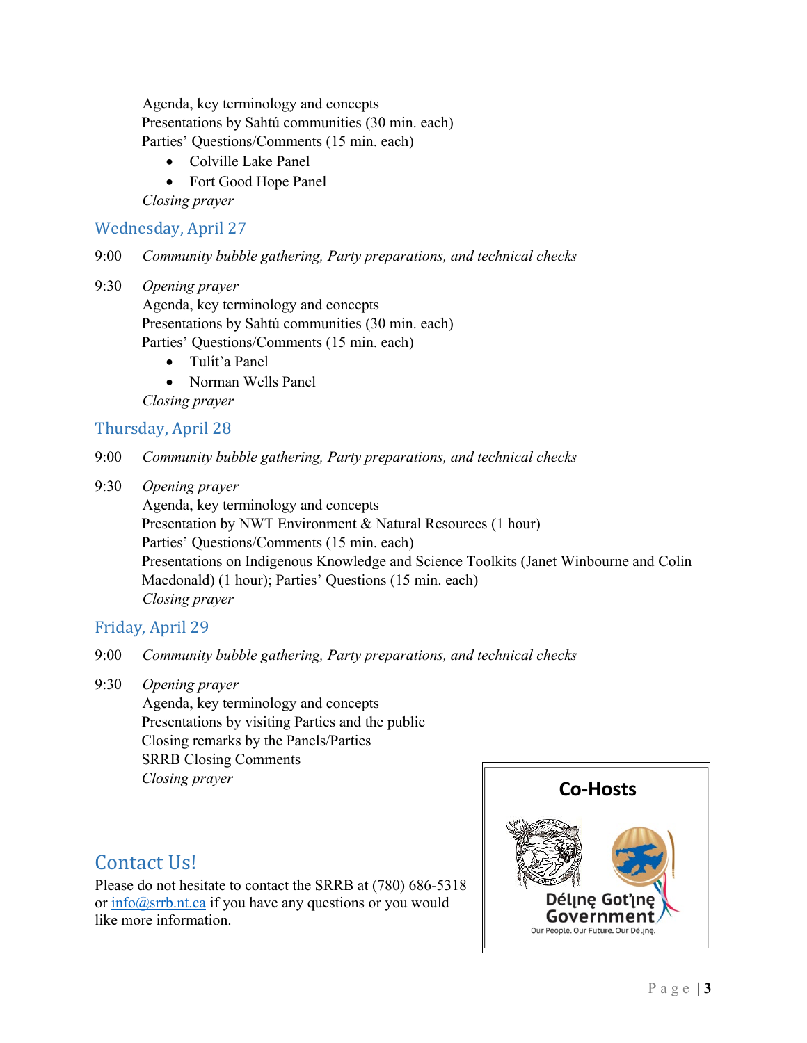Agenda, key terminology and concepts
Presentations by Sahtú communities (30 min. each)
Parties' Questions/Comments (15 min. each)

- Colville Lake Panel
- Fort Good Hope Panel

*Closing prayer*

## Wednesday, April 27

9:00 *Community bubble gathering, Party preparations, and technical checks*

9:30 *Opening prayer*
Agenda, key terminology and concepts
Presentations by Sahtú communities (30 min. each)
Parties' Questions/Comments (15 min. each)

- Tulít'a Panel
- Norman Wells Panel

*Closing prayer*

## Thursday, April 28

9:00 *Community bubble gathering, Party preparations, and technical checks*

9:30 *Opening prayer*
Agenda, key terminology and concepts
Presentation by NWT Environment & Natural Resources (1 hour)
Parties' Questions/Comments (15 min. each)
Presentations on Indigenous Knowledge and Science Toolkits (Janet Winbourne and Colin Macdonald) (1 hour); Parties' Questions (15 min. each)
*Closing prayer*

## Friday, April 29

9:00 *Community bubble gathering, Party preparations, and technical checks*

9:30 *Opening prayer*
Agenda, key terminology and concepts
Presentations by visiting Parties and the public
Closing remarks by the Panels/Parties
SRRB Closing Comments
*Closing prayer*

## Contact Us!

Please do not hesitate to contact the SRRB at (780) 686-5318 or info@srrb.nt.ca if you have any questions or you would like more information.

**Co-Hosts**

Délı̨nę Got'ı̨nę Government
Our People. Our Future. Our Délı̨nę.